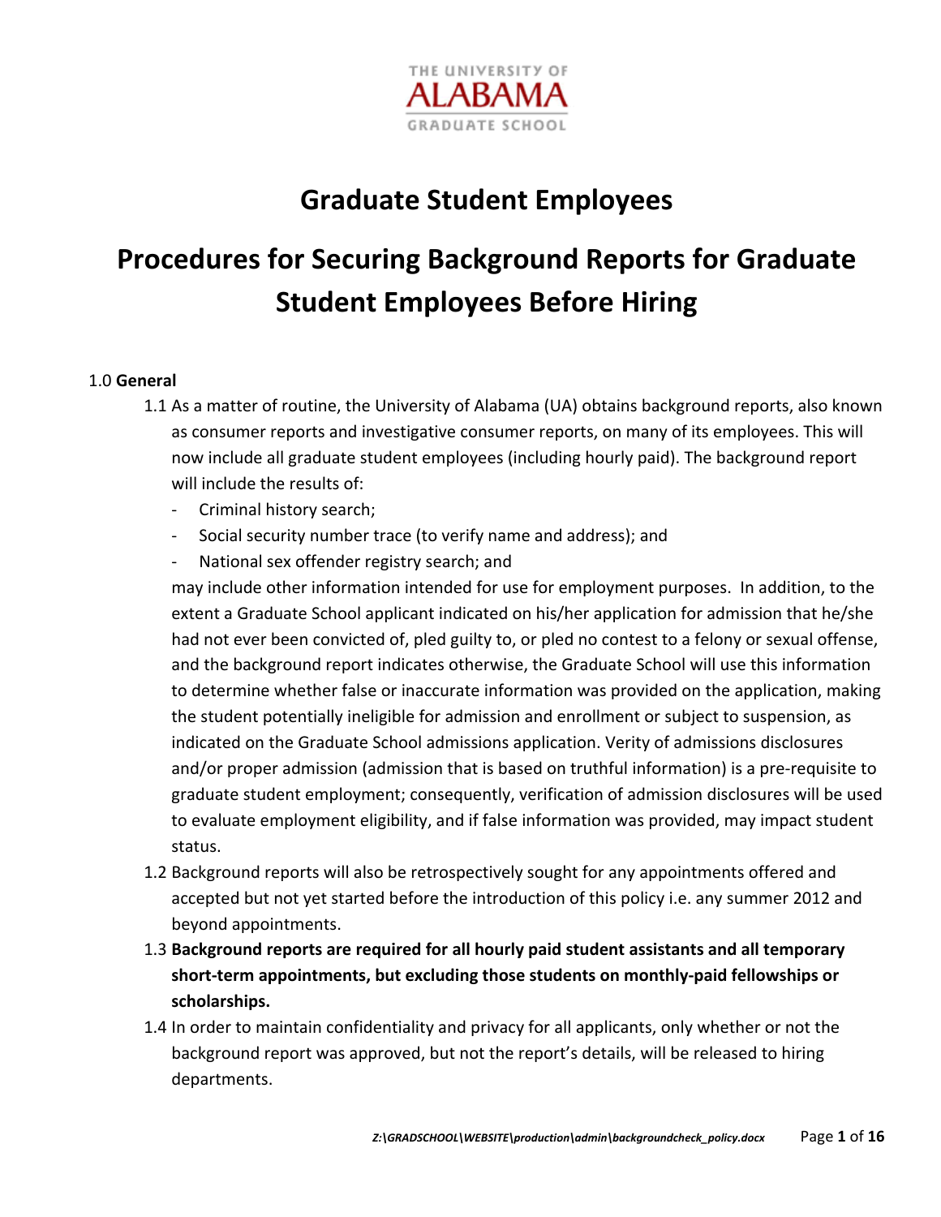THE UNIVERSITY OF
ALABAMA
GRADUATE SCHOOL

# Graduate Student Employees

# Procedures for Securing Background Reports for Graduate Student Employees Before Hiring

1.0 **General**

1.1 As a matter of routine, the University of Alabama (UA) obtains background reports, also known as consumer reports and investigative consumer reports, on many of its employees. This will now include all graduate student employees (including hourly paid). The background report will include the results of:

- Criminal history search;
- Social security number trace (to verify name and address); and
- National sex offender registry search; and

may include other information intended for use for employment purposes. In addition, to the extent a Graduate School applicant indicated on his/her application for admission that he/she had not ever been convicted of, pled guilty to, or pled no contest to a felony or sexual offense, and the background report indicates otherwise, the Graduate School will use this information to determine whether false or inaccurate information was provided on the application, making the student potentially ineligible for admission and enrollment or subject to suspension, as indicated on the Graduate School admissions application. Verity of admissions disclosures and/or proper admission (admission that is based on truthful information) is a pre-requisite to graduate student employment; consequently, verification of admission disclosures will be used to evaluate employment eligibility, and if false information was provided, may impact student status.

1.2 Background reports will also be retrospectively sought for any appointments offered and accepted but not yet started before the introduction of this policy i.e. any summer 2012 and beyond appointments.

1.3 **Background reports are required for all hourly paid student assistants and all temporary short-term appointments, but excluding those students on monthly-paid fellowships or scholarships.**

1.4 In order to maintain confidentiality and privacy for all applicants, only whether or not the background report was approved, but not the report's details, will be released to hiring departments.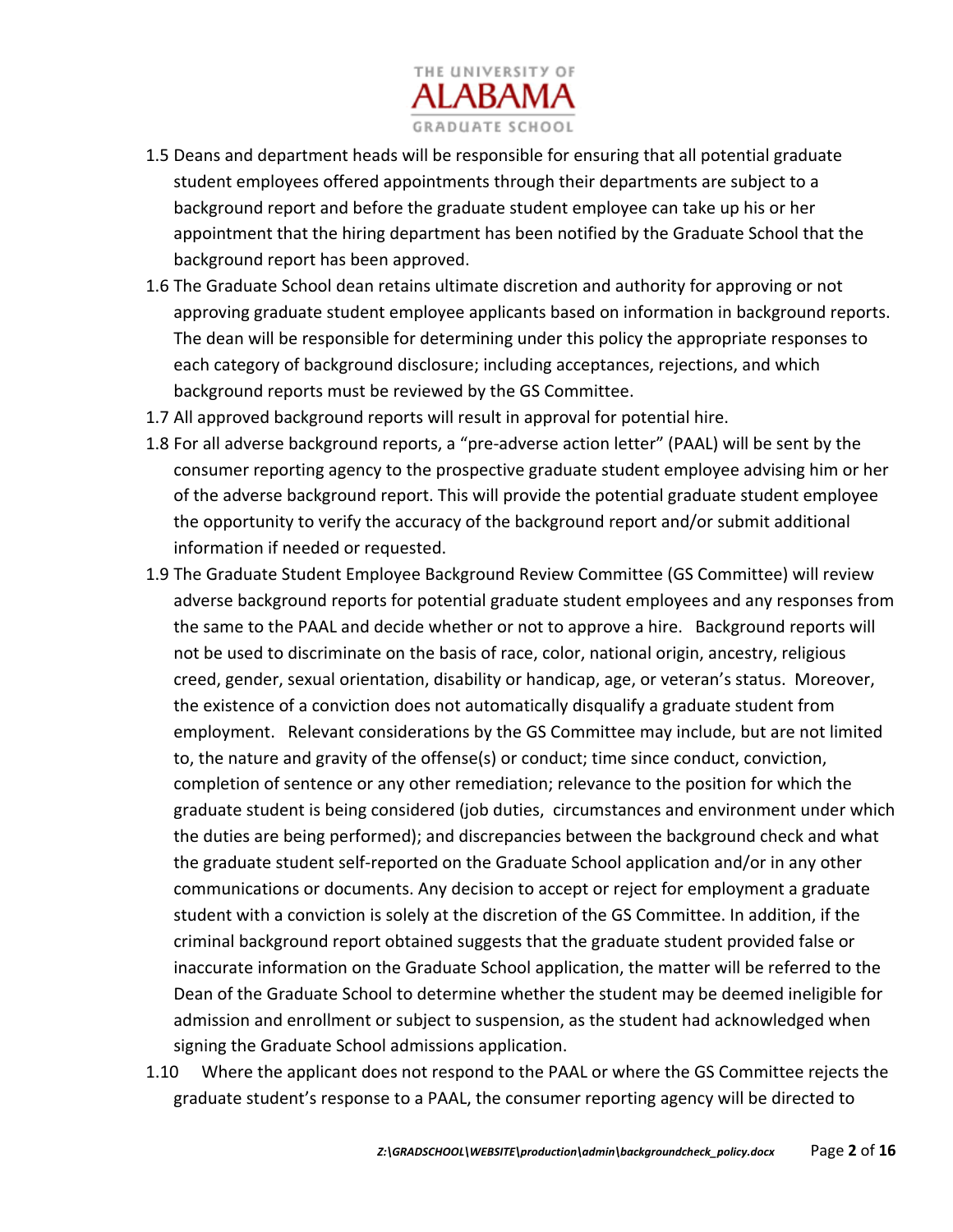1.5 Deans and department heads will be responsible for ensuring that all potential graduate student employees offered appointments through their departments are subject to a background report and before the graduate student employee can take up his or her appointment that the hiring department has been notified by the Graduate School that the background report has been approved.

1.6 The Graduate School dean retains ultimate discretion and authority for approving or not approving graduate student employee applicants based on information in background reports. The dean will be responsible for determining under this policy the appropriate responses to each category of background disclosure; including acceptances, rejections, and which background reports must be reviewed by the GS Committee.

1.7 All approved background reports will result in approval for potential hire.

1.8 For all adverse background reports, a "pre-adverse action letter" (PAAL) will be sent by the consumer reporting agency to the prospective graduate student employee advising him or her of the adverse background report. This will provide the potential graduate student employee the opportunity to verify the accuracy of the background report and/or submit additional information if needed or requested.

1.9 The Graduate Student Employee Background Review Committee (GS Committee) will review adverse background reports for potential graduate student employees and any responses from the same to the PAAL and decide whether or not to approve a hire. Background reports will not be used to discriminate on the basis of race, color, national origin, ancestry, religious creed, gender, sexual orientation, disability or handicap, age, or veteran's status. Moreover, the existence of a conviction does not automatically disqualify a graduate student from employment. Relevant considerations by the GS Committee may include, but are not limited to, the nature and gravity of the offense(s) or conduct; time since conduct, conviction, completion of sentence or any other remediation; relevance to the position for which the graduate student is being considered (job duties, circumstances and environment under which the duties are being performed); and discrepancies between the background check and what the graduate student self-reported on the Graduate School application and/or in any other communications or documents. Any decision to accept or reject for employment a graduate student with a conviction is solely at the discretion of the GS Committee. In addition, if the criminal background report obtained suggests that the graduate student provided false or inaccurate information on the Graduate School application, the matter will be referred to the Dean of the Graduate School to determine whether the student may be deemed ineligible for admission and enrollment or subject to suspension, as the student had acknowledged when signing the Graduate School admissions application.

1.10 Where the applicant does not respond to the PAAL or where the GS Committee rejects the graduate student's response to a PAAL, the consumer reporting agency will be directed to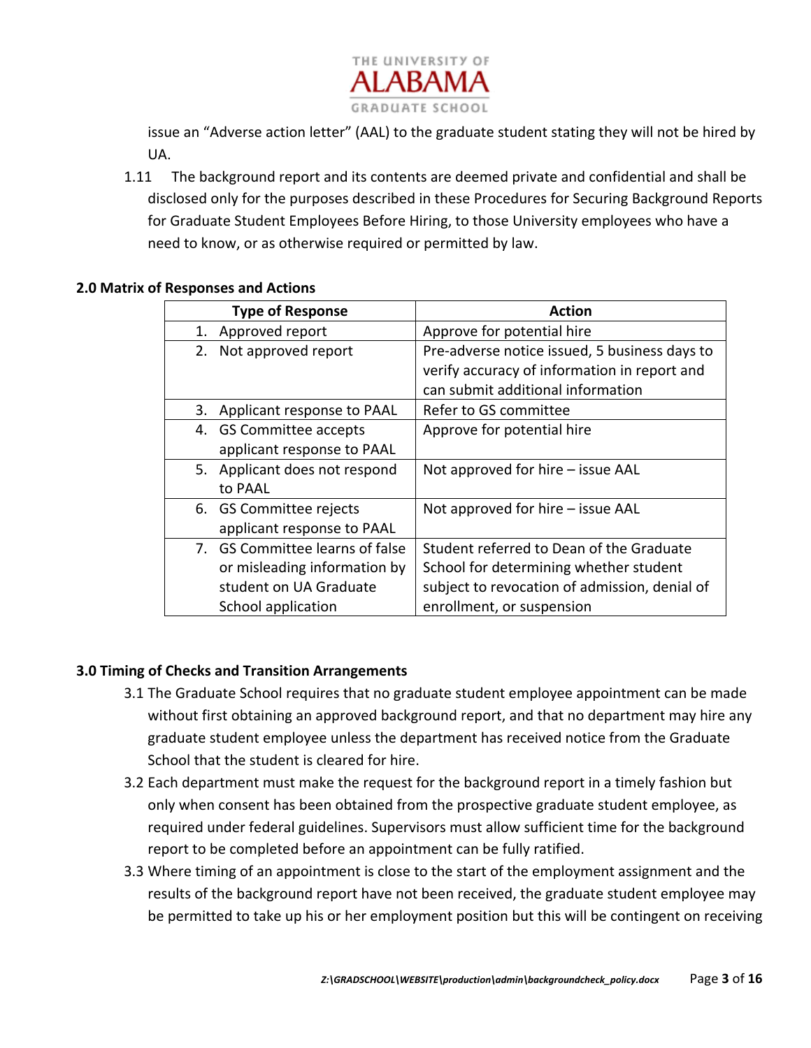issue an "Adverse action letter" (AAL) to the graduate student stating they will not be hired by UA.

1.11 The background report and its contents are deemed private and confidential and shall be disclosed only for the purposes described in these Procedures for Securing Background Reports for Graduate Student Employees Before Hiring, to those University employees who have a need to know, or as otherwise required or permitted by law.

**2.0 Matrix of Responses and Actions**

| Type of Response | Action |
|---|---|
| 1. Approved report | Approve for potential hire |
| 2. Not approved report | Pre-adverse notice issued, 5 business days to verify accuracy of information in report and can submit additional information |
| 3. Applicant response to PAAL | Refer to GS committee |
| 4. GS Committee accepts applicant response to PAAL | Approve for potential hire |
| 5. Applicant does not respond to PAAL | Not approved for hire – issue AAL |
| 6. GS Committee rejects applicant response to PAAL | Not approved for hire – issue AAL |
| 7. GS Committee learns of false or misleading information by student on UA Graduate School application | Student referred to Dean of the Graduate School for determining whether student subject to revocation of admission, denial of enrollment, or suspension |

**3.0 Timing of Checks and Transition Arrangements**

3.1 The Graduate School requires that no graduate student employee appointment can be made without first obtaining an approved background report, and that no department may hire any graduate student employee unless the department has received notice from the Graduate School that the student is cleared for hire.

3.2 Each department must make the request for the background report in a timely fashion but only when consent has been obtained from the prospective graduate student employee, as required under federal guidelines. Supervisors must allow sufficient time for the background report to be completed before an appointment can be fully ratified.

3.3 Where timing of an appointment is close to the start of the employment assignment and the results of the background report have not been received, the graduate student employee may be permitted to take up his or her employment position but this will be contingent on receiving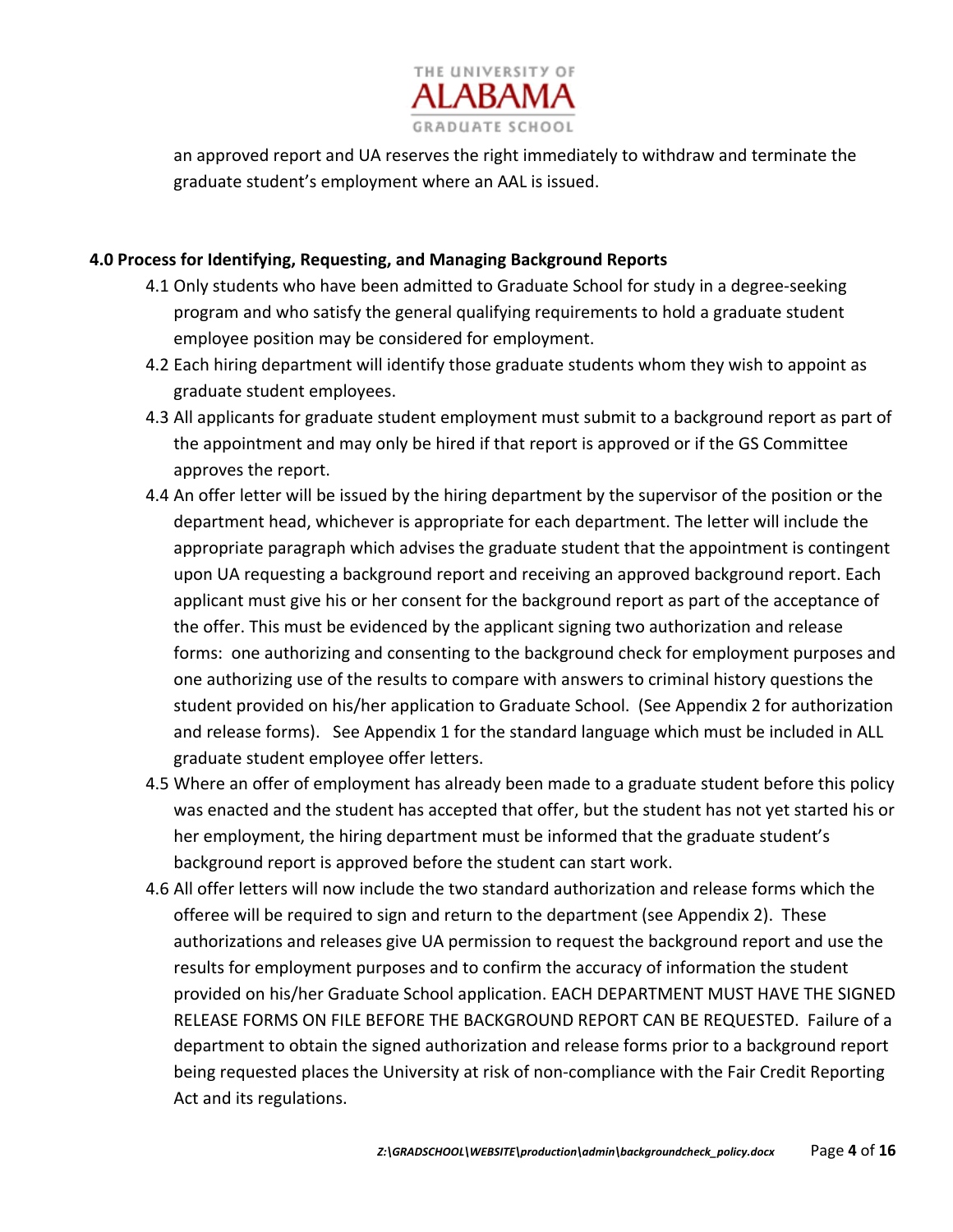an approved report and UA reserves the right immediately to withdraw and terminate the graduate student's employment where an AAL is issued.

**4.0 Process for Identifying, Requesting, and Managing Background Reports**

4.1 Only students who have been admitted to Graduate School for study in a degree-seeking program and who satisfy the general qualifying requirements to hold a graduate student employee position may be considered for employment.

4.2 Each hiring department will identify those graduate students whom they wish to appoint as graduate student employees.

4.3 All applicants for graduate student employment must submit to a background report as part of the appointment and may only be hired if that report is approved or if the GS Committee approves the report.

4.4 An offer letter will be issued by the hiring department by the supervisor of the position or the department head, whichever is appropriate for each department. The letter will include the appropriate paragraph which advises the graduate student that the appointment is contingent upon UA requesting a background report and receiving an approved background report. Each applicant must give his or her consent for the background report as part of the acceptance of the offer. This must be evidenced by the applicant signing two authorization and release forms: one authorizing and consenting to the background check for employment purposes and one authorizing use of the results to compare with answers to criminal history questions the student provided on his/her application to Graduate School. (See Appendix 2 for authorization and release forms). See Appendix 1 for the standard language which must be included in ALL graduate student employee offer letters.

4.5 Where an offer of employment has already been made to a graduate student before this policy was enacted and the student has accepted that offer, but the student has not yet started his or her employment, the hiring department must be informed that the graduate student's background report is approved before the student can start work.

4.6 All offer letters will now include the two standard authorization and release forms which the offeree will be required to sign and return to the department (see Appendix 2). These authorizations and releases give UA permission to request the background report and use the results for employment purposes and to confirm the accuracy of information the student provided on his/her Graduate School application. EACH DEPARTMENT MUST HAVE THE SIGNED RELEASE FORMS ON FILE BEFORE THE BACKGROUND REPORT CAN BE REQUESTED. Failure of a department to obtain the signed authorization and release forms prior to a background report being requested places the University at risk of non-compliance with the Fair Credit Reporting Act and its regulations.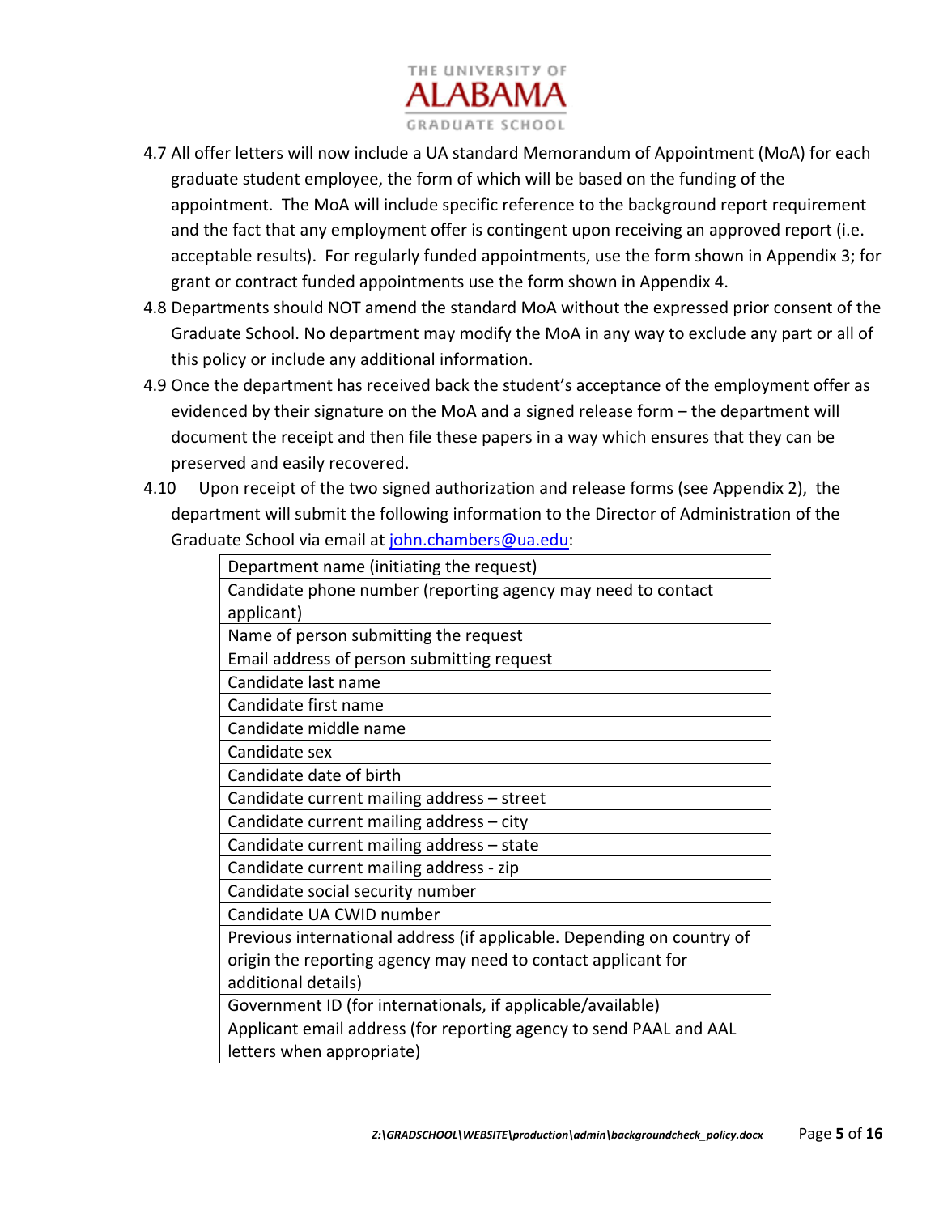4.7 All offer letters will now include a UA standard Memorandum of Appointment (MoA) for each graduate student employee, the form of which will be based on the funding of the appointment. The MoA will include specific reference to the background report requirement and the fact that any employment offer is contingent upon receiving an approved report (i.e. acceptable results). For regularly funded appointments, use the form shown in Appendix 3; for grant or contract funded appointments use the form shown in Appendix 4.

4.8 Departments should NOT amend the standard MoA without the expressed prior consent of the Graduate School. No department may modify the MoA in any way to exclude any part or all of this policy or include any additional information.

4.9 Once the department has received back the student's acceptance of the employment offer as evidenced by their signature on the MoA and a signed release form – the department will document the receipt and then file these papers in a way which ensures that they can be preserved and easily recovered.

4.10 Upon receipt of the two signed authorization and release forms (see Appendix 2), the department will submit the following information to the Director of Administration of the Graduate School via email at john.chambers@ua.edu:

| Department name (initiating the request) |
|---|
| Candidate phone number (reporting agency may need to contact applicant) |
| Name of person submitting the request |
| Email address of person submitting request |
| Candidate last name |
| Candidate first name |
| Candidate middle name |
| Candidate sex |
| Candidate date of birth |
| Candidate current mailing address – street |
| Candidate current mailing address – city |
| Candidate current mailing address – state |
| Candidate current mailing address - zip |
| Candidate social security number |
| Candidate UA CWID number |
| Previous international address (if applicable. Depending on country of origin the reporting agency may need to contact applicant for additional details) |
| Government ID (for internationals, if applicable/available) |
| Applicant email address (for reporting agency to send PAAL and AAL letters when appropriate) |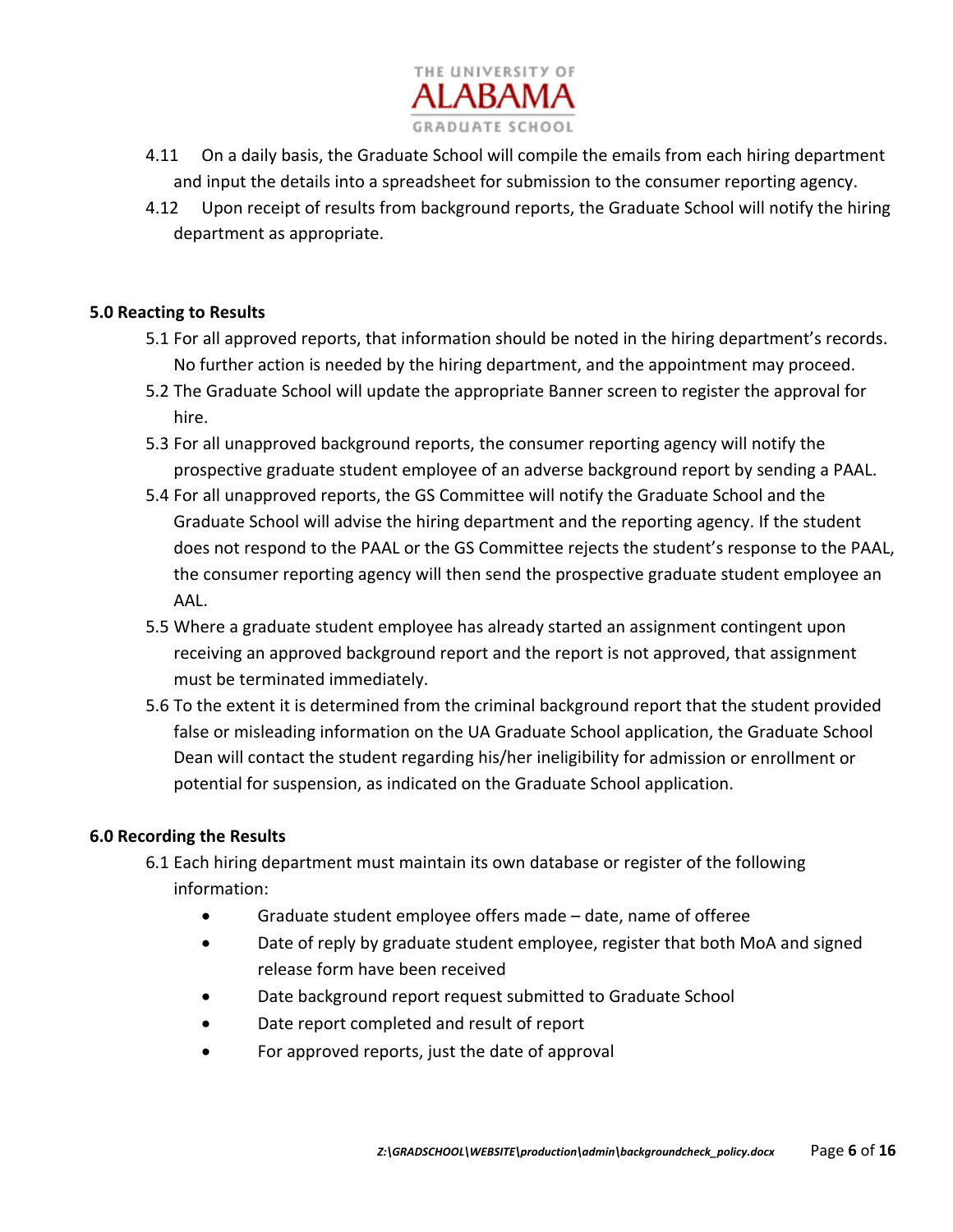4.11 On a daily basis, the Graduate School will compile the emails from each hiring department and input the details into a spreadsheet for submission to the consumer reporting agency.

4.12 Upon receipt of results from background reports, the Graduate School will notify the hiring department as appropriate.

**5.0 Reacting to Results**

5.1 For all approved reports, that information should be noted in the hiring department's records. No further action is needed by the hiring department, and the appointment may proceed.

5.2 The Graduate School will update the appropriate Banner screen to register the approval for hire.

5.3 For all unapproved background reports, the consumer reporting agency will notify the prospective graduate student employee of an adverse background report by sending a PAAL.

5.4 For all unapproved reports, the GS Committee will notify the Graduate School and the Graduate School will advise the hiring department and the reporting agency. If the student does not respond to the PAAL or the GS Committee rejects the student's response to the PAAL, the consumer reporting agency will then send the prospective graduate student employee an AAL.

5.5 Where a graduate student employee has already started an assignment contingent upon receiving an approved background report and the report is not approved, that assignment must be terminated immediately.

5.6 To the extent it is determined from the criminal background report that the student provided false or misleading information on the UA Graduate School application, the Graduate School Dean will contact the student regarding his/her ineligibility for admission or enrollment or potential for suspension, as indicated on the Graduate School application.

**6.0 Recording the Results**

6.1 Each hiring department must maintain its own database or register of the following information:

- Graduate student employee offers made – date, name of offeree
- Date of reply by graduate student employee, register that both MoA and signed release form have been received
- Date background report request submitted to Graduate School
- Date report completed and result of report
- For approved reports, just the date of approval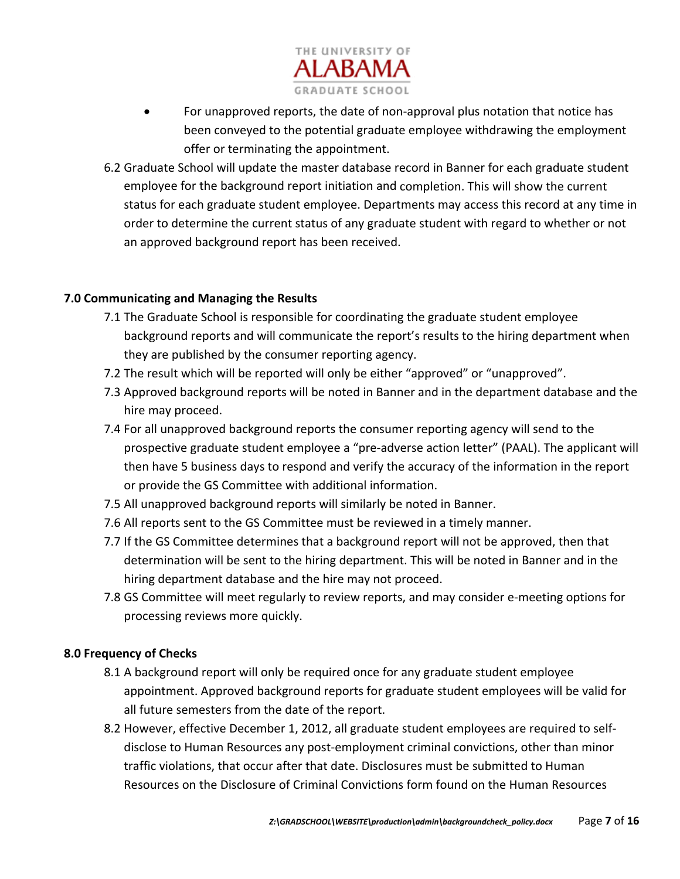- For unapproved reports, the date of non-approval plus notation that notice has been conveyed to the potential graduate employee withdrawing the employment offer or terminating the appointment.

6.2 Graduate School will update the master database record in Banner for each graduate student employee for the background report initiation and completion. This will show the current status for each graduate student employee. Departments may access this record at any time in order to determine the current status of any graduate student with regard to whether or not an approved background report has been received.

**7.0 Communicating and Managing the Results**

7.1 The Graduate School is responsible for coordinating the graduate student employee background reports and will communicate the report's results to the hiring department when they are published by the consumer reporting agency.

7.2 The result which will be reported will only be either "approved" or "unapproved".

7.3 Approved background reports will be noted in Banner and in the department database and the hire may proceed.

7.4 For all unapproved background reports the consumer reporting agency will send to the prospective graduate student employee a "pre-adverse action letter" (PAAL). The applicant will then have 5 business days to respond and verify the accuracy of the information in the report or provide the GS Committee with additional information.

7.5 All unapproved background reports will similarly be noted in Banner.

7.6 All reports sent to the GS Committee must be reviewed in a timely manner.

7.7 If the GS Committee determines that a background report will not be approved, then that determination will be sent to the hiring department. This will be noted in Banner and in the hiring department database and the hire may not proceed.

7.8 GS Committee will meet regularly to review reports, and may consider e-meeting options for processing reviews more quickly.

**8.0 Frequency of Checks**

8.1 A background report will only be required once for any graduate student employee appointment. Approved background reports for graduate student employees will be valid for all future semesters from the date of the report.

8.2 However, effective December 1, 2012, all graduate student employees are required to self-disclose to Human Resources any post-employment criminal convictions, other than minor traffic violations, that occur after that date. Disclosures must be submitted to Human Resources on the Disclosure of Criminal Convictions form found on the Human Resources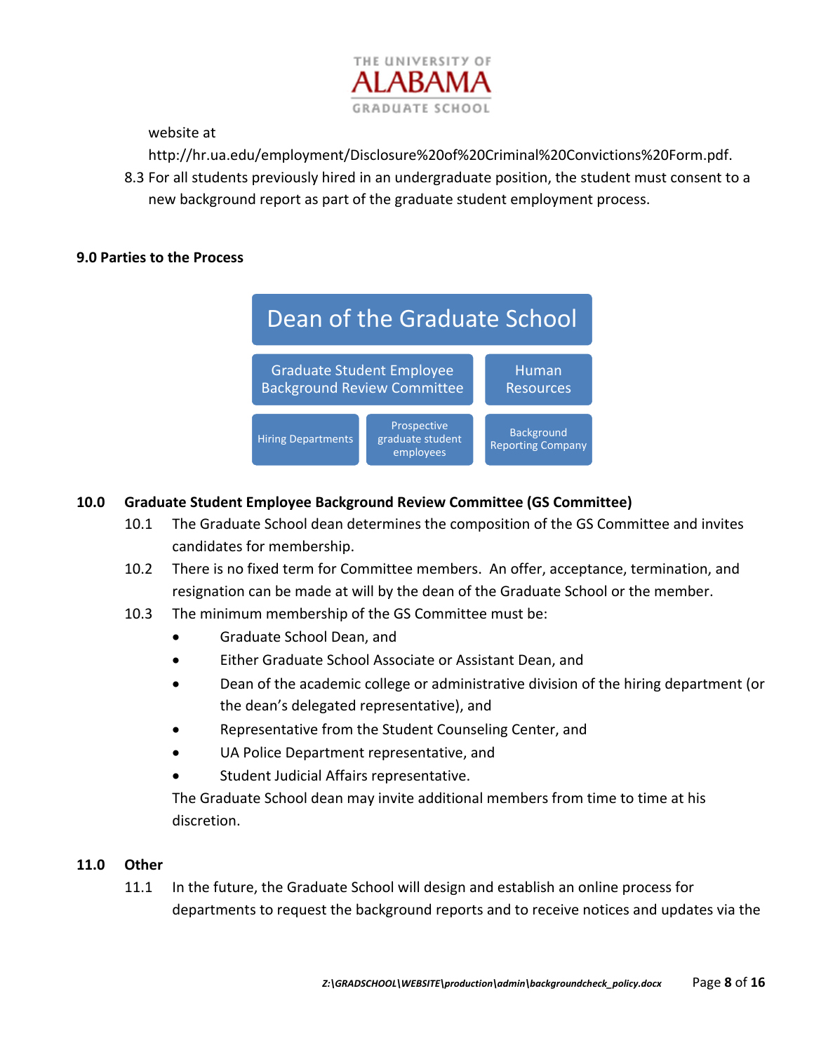website at http://hr.ua.edu/employment/Disclosure%20of%20Criminal%20Convictions%20Form.pdf.

8.3 For all students previously hired in an undergraduate position, the student must consent to a new background report as part of the graduate student employment process.

**9.0 Parties to the Process**

Dean of the Graduate School

Graduate Student Employee Background Review Committee | Human Resources

Hiring Departments | Prospective graduate student employees | Background Reporting Company

**10.0 Graduate Student Employee Background Review Committee (GS Committee)**

10.1 The Graduate School dean determines the composition of the GS Committee and invites candidates for membership.

10.2 There is no fixed term for Committee members. An offer, acceptance, termination, and resignation can be made at will by the dean of the Graduate School or the member.

10.3 The minimum membership of the GS Committee must be:

- Graduate School Dean, and
- Either Graduate School Associate or Assistant Dean, and
- Dean of the academic college or administrative division of the hiring department (or the dean's delegated representative), and
- Representative from the Student Counseling Center, and
- UA Police Department representative, and
- Student Judicial Affairs representative.

The Graduate School dean may invite additional members from time to time at his discretion.

**11.0 Other**

11.1 In the future, the Graduate School will design and establish an online process for departments to request the background reports and to receive notices and updates via the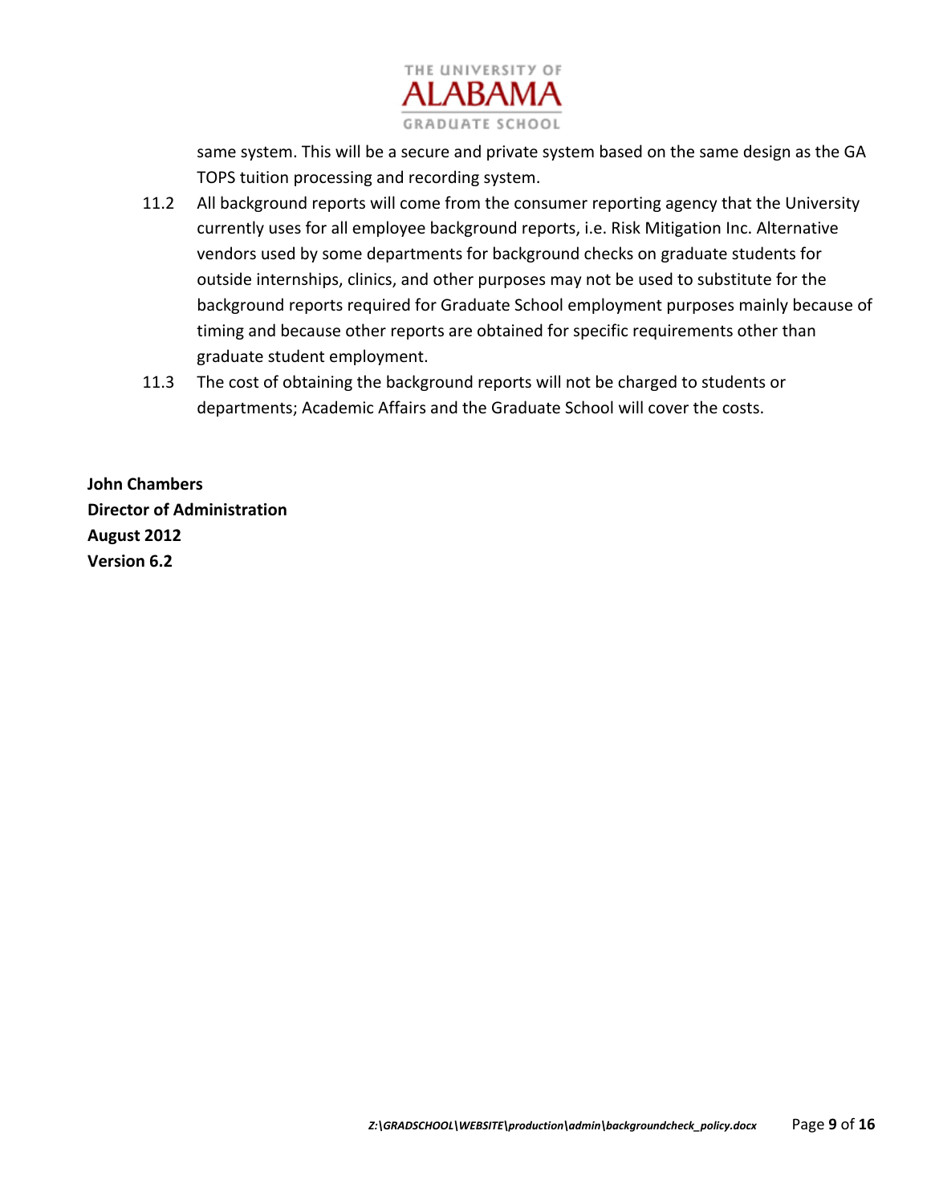same system. This will be a secure and private system based on the same design as the GA TOPS tuition processing and recording system.

11.2 All background reports will come from the consumer reporting agency that the University currently uses for all employee background reports, i.e. Risk Mitigation Inc. Alternative vendors used by some departments for background checks on graduate students for outside internships, clinics, and other purposes may not be used to substitute for the background reports required for Graduate School employment purposes mainly because of timing and because other reports are obtained for specific requirements other than graduate student employment.

11.3 The cost of obtaining the background reports will not be charged to students or departments; Academic Affairs and the Graduate School will cover the costs.

**John Chambers**
**Director of Administration**
**August 2012**
**Version 6.2**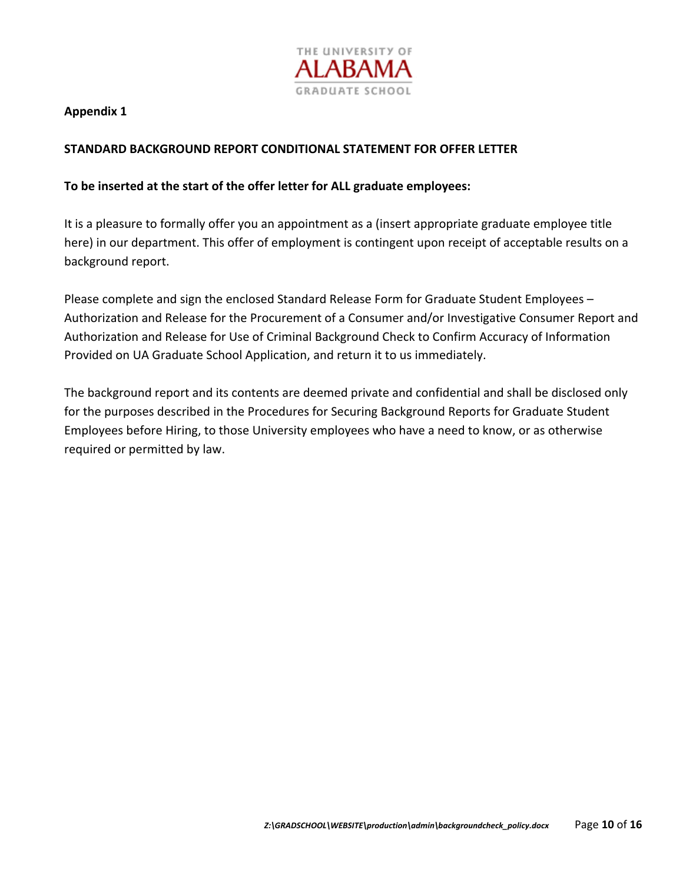**Appendix 1**

**STANDARD BACKGROUND REPORT CONDITIONAL STATEMENT FOR OFFER LETTER**

**To be inserted at the start of the offer letter for ALL graduate employees:**

It is a pleasure to formally offer you an appointment as a (insert appropriate graduate employee title here) in our department. This offer of employment is contingent upon receipt of acceptable results on a background report.

Please complete and sign the enclosed Standard Release Form for Graduate Student Employees – Authorization and Release for the Procurement of a Consumer and/or Investigative Consumer Report and Authorization and Release for Use of Criminal Background Check to Confirm Accuracy of Information Provided on UA Graduate School Application, and return it to us immediately.

The background report and its contents are deemed private and confidential and shall be disclosed only for the purposes described in the Procedures for Securing Background Reports for Graduate Student Employees before Hiring, to those University employees who have a need to know, or as otherwise required or permitted by law.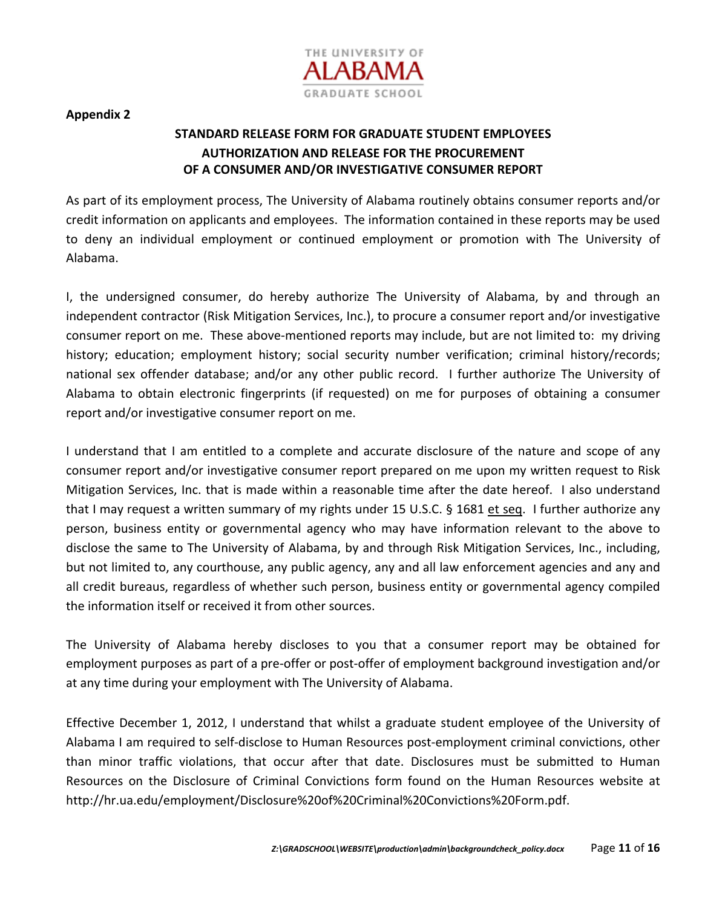**Appendix 2**

## STANDARD RELEASE FORM FOR GRADUATE STUDENT EMPLOYEES
## AUTHORIZATION AND RELEASE FOR THE PROCUREMENT OF A CONSUMER AND/OR INVESTIGATIVE CONSUMER REPORT

As part of its employment process, The University of Alabama routinely obtains consumer reports and/or credit information on applicants and employees. The information contained in these reports may be used to deny an individual employment or continued employment or promotion with The University of Alabama.

I, the undersigned consumer, do hereby authorize The University of Alabama, by and through an independent contractor (Risk Mitigation Services, Inc.), to procure a consumer report and/or investigative consumer report on me. These above-mentioned reports may include, but are not limited to: my driving history; education; employment history; social security number verification; criminal history/records; national sex offender database; and/or any other public record. I further authorize The University of Alabama to obtain electronic fingerprints (if requested) on me for purposes of obtaining a consumer report and/or investigative consumer report on me.

I understand that I am entitled to a complete and accurate disclosure of the nature and scope of any consumer report and/or investigative consumer report prepared on me upon my written request to Risk Mitigation Services, Inc. that is made within a reasonable time after the date hereof. I also understand that I may request a written summary of my rights under 15 U.S.C. § 1681 et seq. I further authorize any person, business entity or governmental agency who may have information relevant to the above to disclose the same to The University of Alabama, by and through Risk Mitigation Services, Inc., including, but not limited to, any courthouse, any public agency, any and all law enforcement agencies and any and all credit bureaus, regardless of whether such person, business entity or governmental agency compiled the information itself or received it from other sources.

The University of Alabama hereby discloses to you that a consumer report may be obtained for employment purposes as part of a pre-offer or post-offer of employment background investigation and/or at any time during your employment with The University of Alabama.

Effective December 1, 2012, I understand that whilst a graduate student employee of the University of Alabama I am required to self-disclose to Human Resources post-employment criminal convictions, other than minor traffic violations, that occur after that date. Disclosures must be submitted to Human Resources on the Disclosure of Criminal Convictions form found on the Human Resources website at http://hr.ua.edu/employment/Disclosure%20of%20Criminal%20Convictions%20Form.pdf.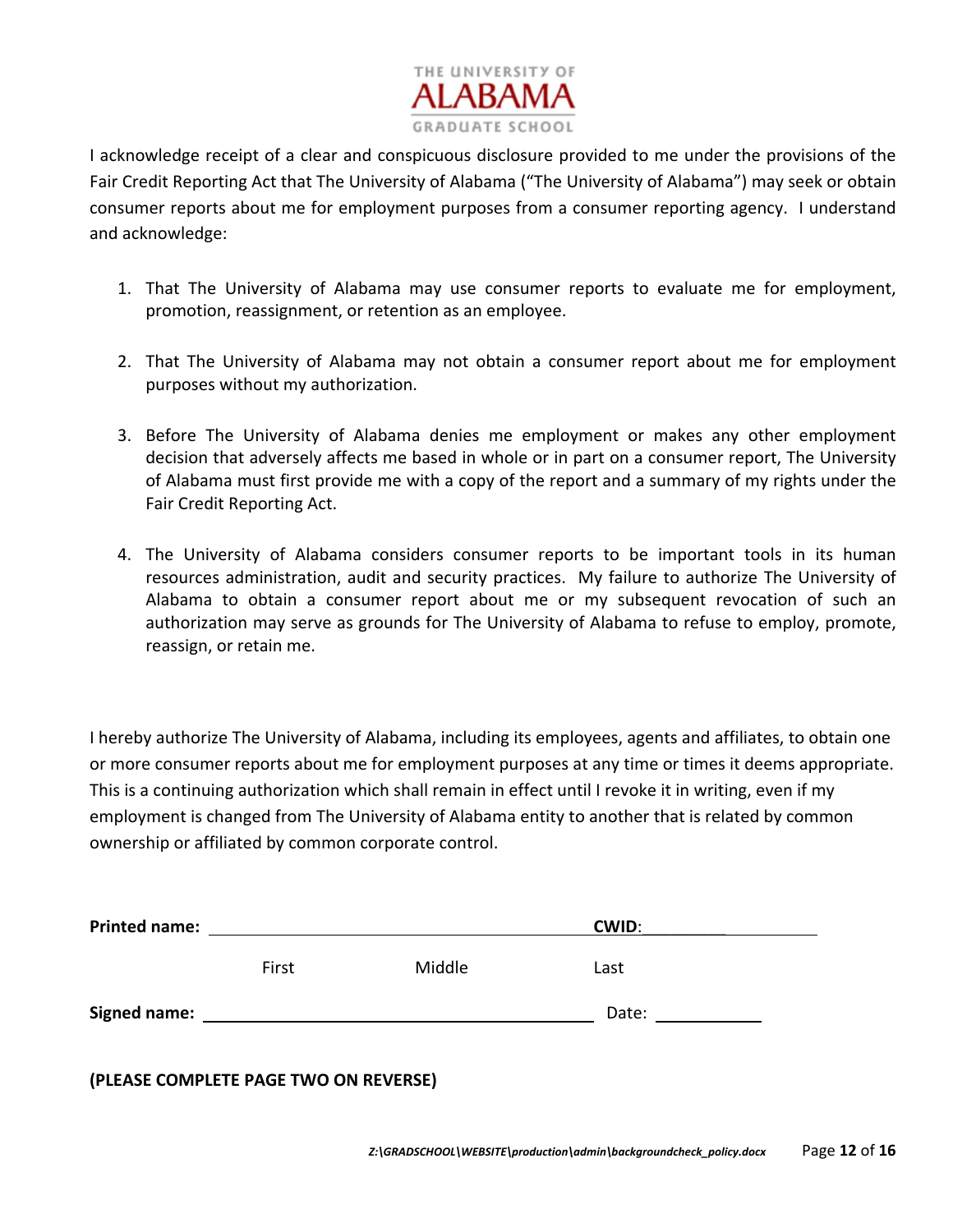THE UNIVERSITY OF ALABAMA GRADUATE SCHOOL

I acknowledge receipt of a clear and conspicuous disclosure provided to me under the provisions of the Fair Credit Reporting Act that The University of Alabama ("The University of Alabama") may seek or obtain consumer reports about me for employment purposes from a consumer reporting agency. I understand and acknowledge:

1. That The University of Alabama may use consumer reports to evaluate me for employment, promotion, reassignment, or retention as an employee.

2. That The University of Alabama may not obtain a consumer report about me for employment purposes without my authorization.

3. Before The University of Alabama denies me employment or makes any other employment decision that adversely affects me based in whole or in part on a consumer report, The University of Alabama must first provide me with a copy of the report and a summary of my rights under the Fair Credit Reporting Act.

4. The University of Alabama considers consumer reports to be important tools in its human resources administration, audit and security practices. My failure to authorize The University of Alabama to obtain a consumer report about me or my subsequent revocation of such an authorization may serve as grounds for The University of Alabama to refuse to employ, promote, reassign, or retain me.

I hereby authorize The University of Alabama, including its employees, agents and affiliates, to obtain one or more consumer reports about me for employment purposes at any time or times it deems appropriate. This is a continuing authorization which shall remain in effect until I revoke it in writing, even if my employment is changed from The University of Alabama entity to another that is related by common ownership or affiliated by common corporate control.

**Printed name:** ______________________________________________ **CWID**:____________________

First Middle Last

**Signed name:** ____________________________________________ Date: ____________

**(PLEASE COMPLETE PAGE TWO ON REVERSE)**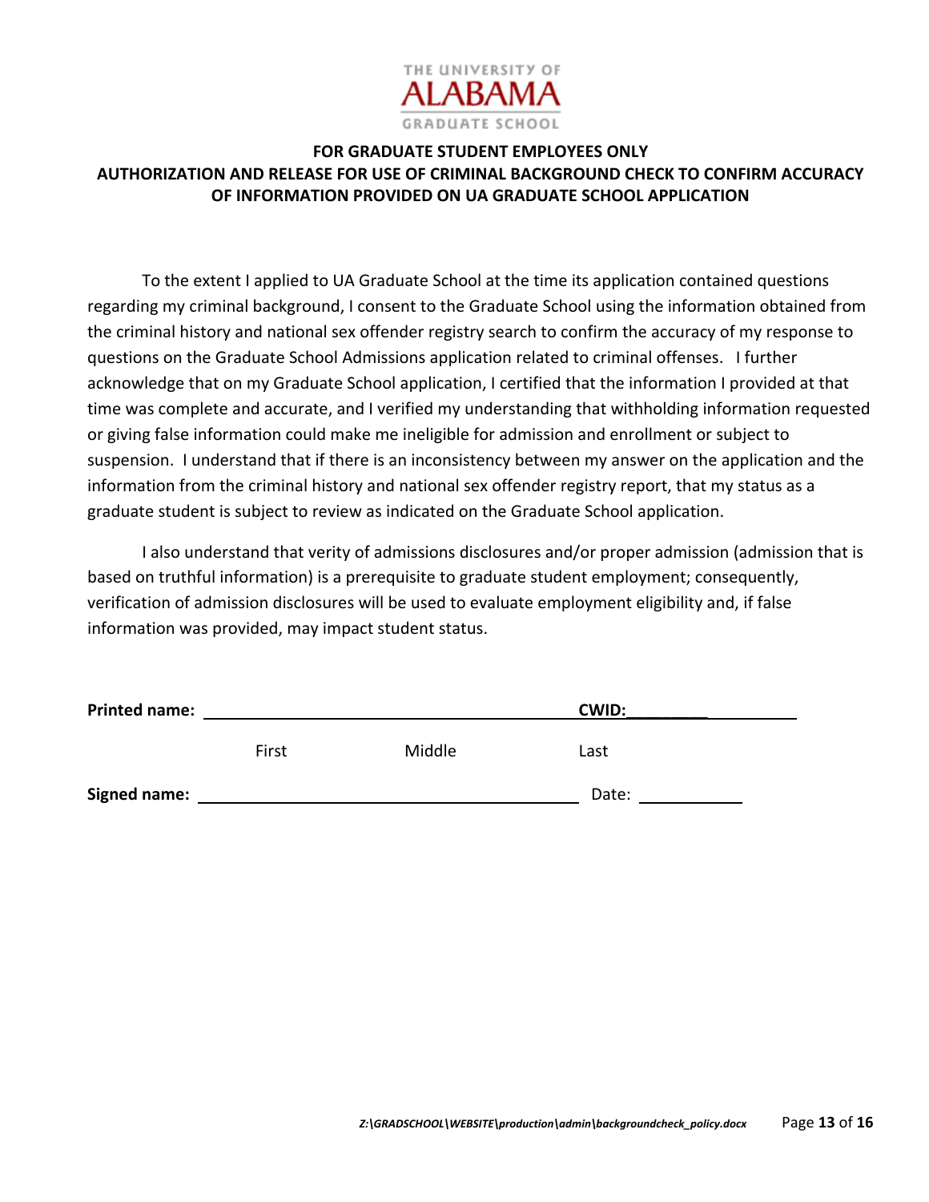THE UNIVERSITY OF
ALABAMA
GRADUATE SCHOOL

**FOR GRADUATE STUDENT EMPLOYEES ONLY**
**AUTHORIZATION AND RELEASE FOR USE OF CRIMINAL BACKGROUND CHECK TO CONFIRM ACCURACY OF INFORMATION PROVIDED ON UA GRADUATE SCHOOL APPLICATION**

To the extent I applied to UA Graduate School at the time its application contained questions regarding my criminal background, I consent to the Graduate School using the information obtained from the criminal history and national sex offender registry search to confirm the accuracy of my response to questions on the Graduate School Admissions application related to criminal offenses. I further acknowledge that on my Graduate School application, I certified that the information I provided at that time was complete and accurate, and I verified my understanding that withholding information requested or giving false information could make me ineligible for admission and enrollment or subject to suspension. I understand that if there is an inconsistency between my answer on the application and the information from the criminal history and national sex offender registry report, that my status as a graduate student is subject to review as indicated on the Graduate School application.

I also understand that verity of admissions disclosures and/or proper admission (admission that is based on truthful information) is a prerequisite to graduate student employment; consequently, verification of admission disclosures will be used to evaluate employment eligibility and, if false information was provided, may impact student status.

**Printed name:** ________________________________________ **CWID:**____________________

First                    Middle                    Last

**Signed name:** ________________________________________ Date: ____________

*Z:\GRADSCHOOL\WEBSITE\production\admin\backgroundcheck_policy.docx*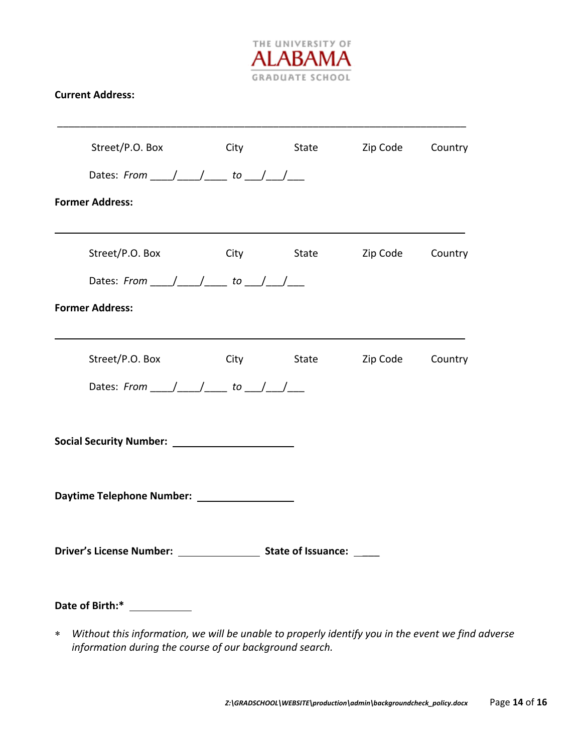THE UNIVERSITY OF ALABAMA GRADUATE SCHOOL

**Current Address:**

_______________________________________________________________________________

Street/P.O. Box City State Zip Code Country

Dates: *From* ____/____/____ *to* ___/___/___

**Former Address:**

_______________________________________________________________________________

Street/P.O. Box City State Zip Code Country

Dates: *From* ____/____/____ *to* ___/___/___

**Former Address:**

_______________________________________________________________________________

Street/P.O. Box City State Zip Code Country

Dates: *From* ____/____/____ *to* ___/___/___

**Social Security Number:** ______________________

**Daytime Telephone Number:** __________________

**Driver's License Number:** _______________ **State of Issuance:** ____

**Date of Birth:*** ____________

∗ *Without this information, we will be unable to properly identify you in the event we find adverse information during the course of our background search.*

*Z:\GRADSCHOOL\WEBSITE\production\admin\backgroundcheck_policy.docx*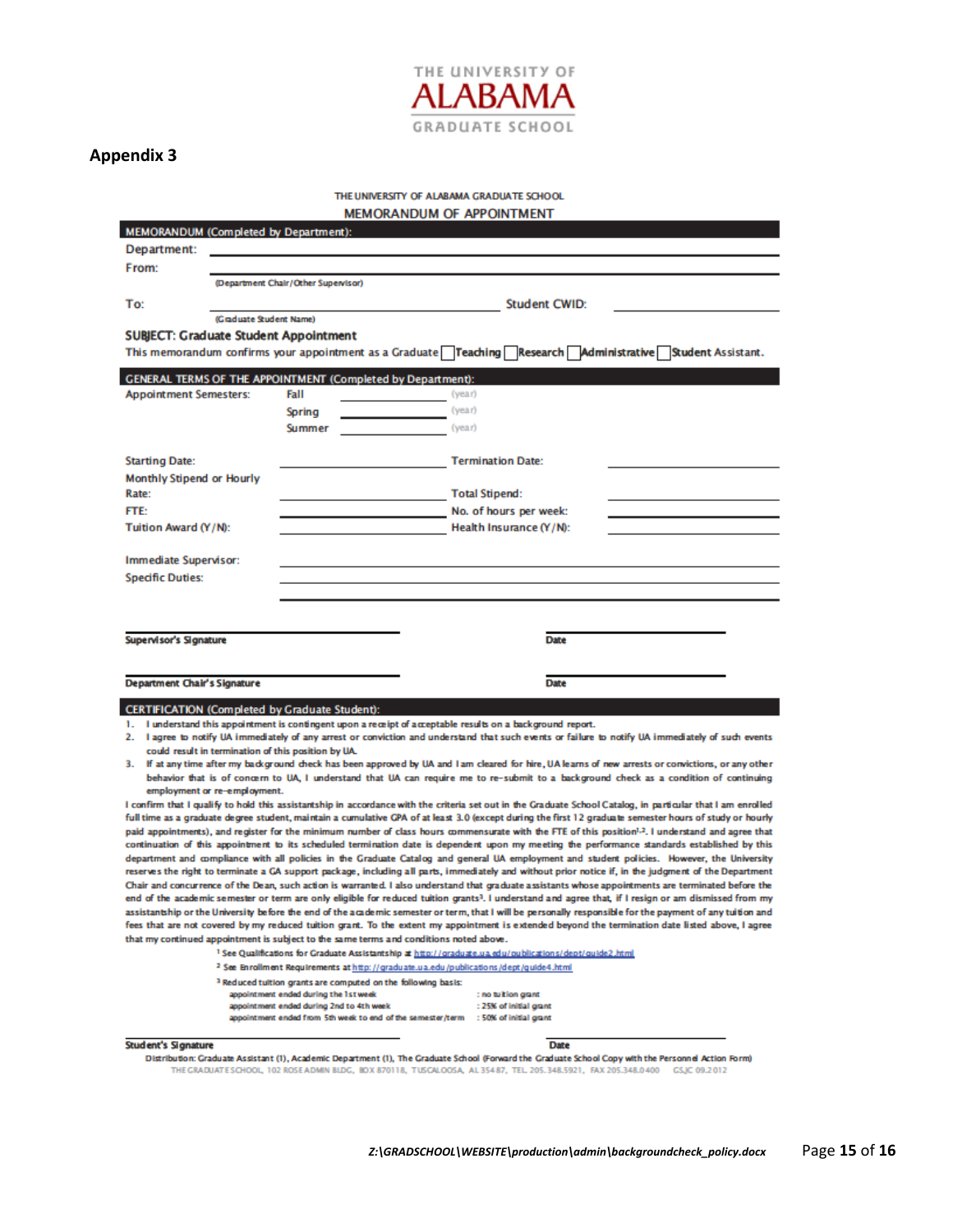THE UNIVERSITY OF
ALABAMA
GRADUATE SCHOOL

## Appendix 3

THE UNIVERSITY OF ALABAMA GRADUATE SCHOOL

### MEMORANDUM OF APPOINTMENT

**MEMORANDUM (Completed by Department):**

Department: ______________________________

From: ______________________________
(Department Chair/Other Supervisor)

To: ______________________________ Student CWID: ______________
(Graduate Student Name)

**SUBJECT: Graduate Student Appointment**

This memorandum confirms your appointment as a Graduate ☐ Teaching ☐ Research ☐ Administrative ☐ Student Assistant.

**GENERAL TERMS OF THE APPOINTMENT (Completed by Department):**

Appointment Semesters: Fall ____________ (year)
Spring ____________ (year)
Summer ____________ (year)

Starting Date: ______________ Termination Date: ______________

Monthly Stipend or Hourly Rate: ______________ Total Stipend: ______________

FTE: ______________ No. of hours per week: ______________

Tuition Award (Y/N): ______________ Health Insurance (Y/N): ______________

Immediate Supervisor: ______________________________

Specific Duties: ______________________________

**Supervisor's Signature** ______________ **Date** ______________

**Department Chair's Signature** ______________ **Date** ______________

**CERTIFICATION (Completed by Graduate Student):**

1. I understand this appointment is contingent upon a receipt of acceptable results on a background report.
2. I agree to notify UA immediately of any arrest or conviction and understand that such events or failure to notify UA immediately of such events could result in termination of this position by UA.
3. If at any time after my background check has been approved by UA and I am cleared for hire, UA learns of new arrests or convictions, or any other behavior that is of concern to UA, I understand that UA can require me to re-submit to a background check as a condition of continuing employment or re-employment.

I confirm that I qualify to hold this assistantship in accordance with the criteria set out in the Graduate School Catalog, in particular that I am enrolled full time as a graduate degree student, maintain a cumulative GPA of at least 3.0 (except during the first 12 graduate semester hours of study or hourly paid appointments), and register for the minimum number of class hours commensurate with the FTE of this position[1,2]. I understand and agree that continuation of this appointment to its scheduled termination date is dependent upon my meeting the performance standards established by this department and compliance with all policies in the Graduate Catalog and general UA employment and student policies. However, the University reserves the right to terminate a GA support package, including all parts, immediately and without prior notice if, in the judgment of the Department Chair and concurrence of the Dean, such action is warranted. I also understand that graduate assistants whose appointments are terminated before the end of the academic semester or term are only eligible for reduced tuition grants[3]. I understand and agree that, if I resign or am dismissed from my assistantship or the University before the end of the academic semester or term, that I will be personally responsible for the payment of any tuition and fees that are not covered by my reduced tuition grant. To the extent my appointment is extended beyond the termination date listed above, I agree that my continued appointment is subject to the same terms and conditions noted above.

[1] See Qualifications for Graduate Assistantship at http://graduate.ua.edu/publications/dept/guide2.html
[2] See Enrollment Requirements at http://graduate.ua.edu/publications/dept/guide4.html
[3] Reduced tuition grants are computed on the following basis:

| | |
|---|---|
| appointment ended during the 1st week | : no tuition grant |
| appointment ended during 2nd to 4th week | : 25% of initial grant |
| appointment ended from 5th week to end of the semester/term | : 50% of initial grant |

**Student's Signature** ______________ **Date** ______________

Distribution: Graduate Assistant (1), Academic Department (1), The Graduate School (Forward the Graduate School Copy with the Personnel Action Form)

THE GRADUATE SCHOOL, 102 ROSE ADMIN BLDG, BOX 870118, TUSCALOOSA, AL 35487, TEL 205.348.5921, FAX 205.348.0400 GSJC 09.2012

*Z:\GRADSCHOOL\WEBSITE\production\admin\backgroundcheck_policy.docx*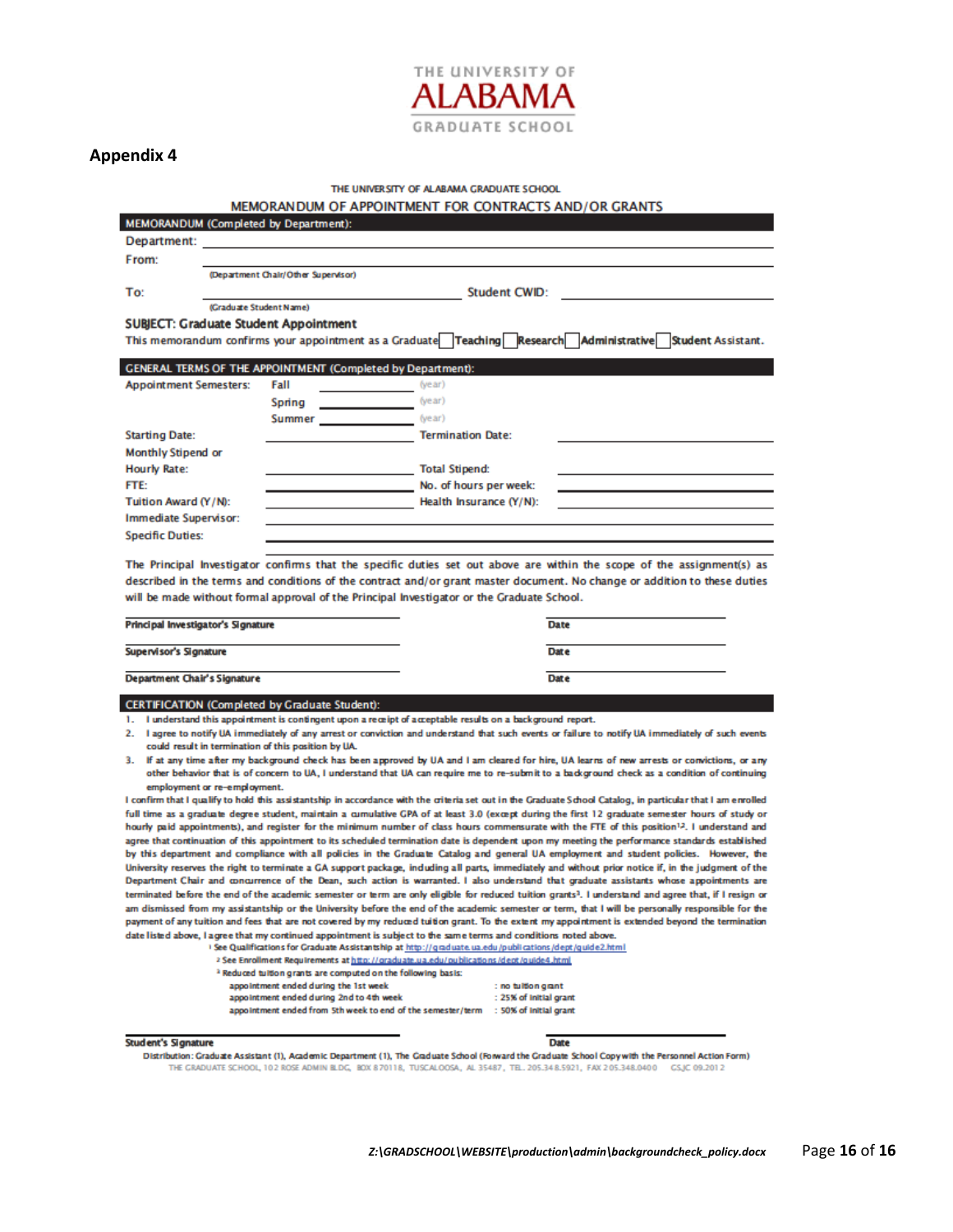THE UNIVERSITY OF
ALABAMA
GRADUATE SCHOOL

## Appendix 4

THE UNIVERSITY OF ALABAMA GRADUATE SCHOOL

### MEMORANDUM OF APPOINTMENT FOR CONTRACTS AND/OR GRANTS

**MEMORANDUM (Completed by Department):**

Department: ______________________________

From: ______________________________
(Department Chair/Other Supervisor)

To: ______________________________ Student CWID: ______________________________
(Graduate Student Name)

**SUBJECT: Graduate Student Appointment**

This memorandum confirms your appointment as a Graduate ☐ Teaching ☐ Research ☐ Administrative ☐ Student Assistant.

**GENERAL TERMS OF THE APPOINTMENT (Completed by Department):**

Appointment Semesters: Fall __________ (year)
Spring __________ (year)
Summer __________ (year)

Starting Date: __________ Termination Date: __________

Monthly Stipend or Hourly Rate: __________ Total Stipend: __________

FTE: __________ No. of hours per week: __________

Tuition Award (Y/N): __________ Health Insurance (Y/N): __________

Immediate Supervisor: ______________________________

Specific Duties: ______________________________

The Principal Investigator confirms that the specific duties set out above are within the scope of the assignment(s) as described in the terms and conditions of the contract and/or grant master document. No change or addition to these duties will be made without formal approval of the Principal Investigator or the Graduate School.

**Principal Investigator's Signature** __________ **Date** __________

**Supervisor's Signature** __________ **Date** __________

**Department Chair's Signature** __________ **Date** __________

**CERTIFICATION (Completed by Graduate Student):**

1. I understand this appointment is contingent upon a receipt of acceptable results on a background report.
2. I agree to notify UA immediately of any arrest or conviction and understand that such events or failure to notify UA immediately of such events could result in termination of this position by UA.
3. If at any time after my background check has been approved by UA and I am cleared for hire, UA learns of new arrests or convictions, or any other behavior that is of concern to UA, I understand that UA can require me to re-submit to a background check as a condition of continuing employment or re-employment.

I confirm that I qualify to hold this assistantship in accordance with the criteria set out in the Graduate School Catalog, in particular that I am enrolled full time as a graduate degree student, maintain a cumulative GPA of at least 3.0 (except during the first 12 graduate semester hours of study or hourly paid appointments), and register for the minimum number of class hours commensurate with the FTE of this position[1,2]. I understand and agree that continuation of this appointment to its scheduled termination date is dependent upon my meeting the performance standards established by this department and compliance with all policies in the Graduate Catalog and general UA employment and student policies. However, the University reserves the right to terminate a GA support package, including all parts, immediately and without prior notice if, in the judgment of the Department Chair and concurrence of the Dean, such action is warranted. I also understand that graduate assistants whose appointments are terminated before the end of the academic semester or term are only eligible for reduced tuition grants[3]. I understand and agree that, if I resign or am dismissed from my assistantship or the University before the end of the academic semester or term, that I will be personally responsible for the payment of any tuition and fees that are not covered by my reduced tuition grant. To the extent my appointment is extended beyond the termination date listed above, I agree that my continued appointment is subject to the same terms and conditions noted above.

[1] See Qualifications for Graduate Assistantship at http://graduate.ua.edu/publications/dept/guide2.html
[2] See Enrollment Requirements at http://graduate.ua.edu/publications/dept/guide4.html
[3] Reduced tuition grants are computed on the following basis:

| | |
|---|---|
| appointment ended during the 1st week | : no tuition grant |
| appointment ended during 2nd to 4th week | : 25% of initial grant |
| appointment ended from 5th week to end of the semester/term | : 50% of initial grant |

**Student's Signature** __________ **Date** __________

Distribution: Graduate Assistant (1), Academic Department (1), The Graduate School (Forward the Graduate School Copy with the Personnel Action Form)

THE GRADUATE SCHOOL, 102 ROSE ADMIN BLDG, BOX 870118, TUSCALOOSA, AL 35487, TEL. 205.348.5921, FAX 205.348.0400 GSJC 09.2012